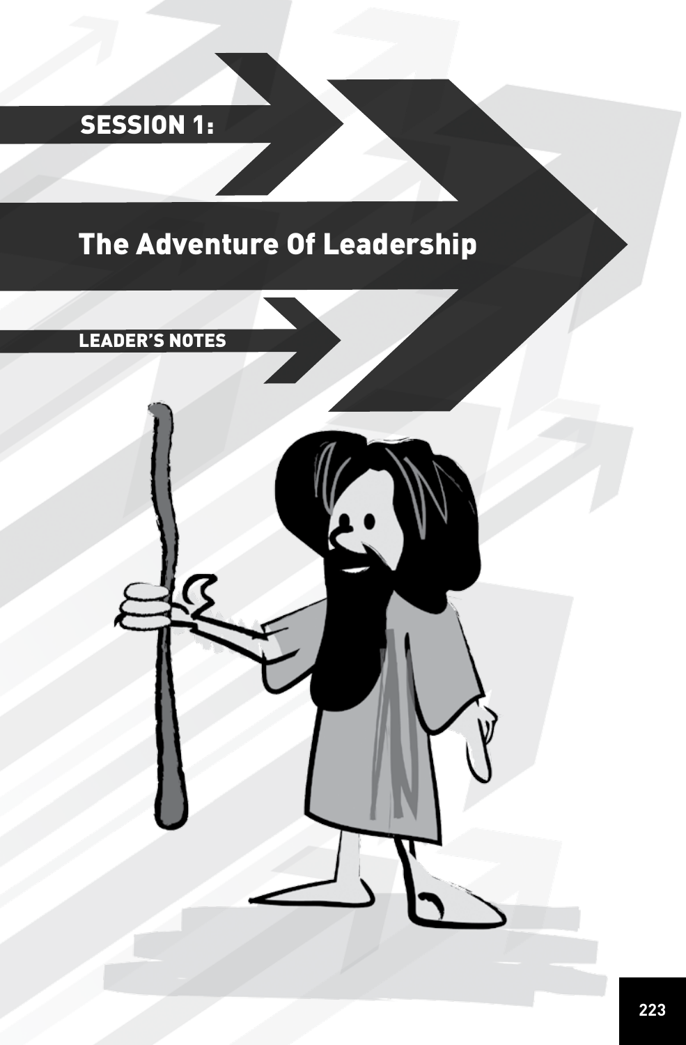# SESSION 1:

# The Adventure Of Leadership

## LEADER'S NOTES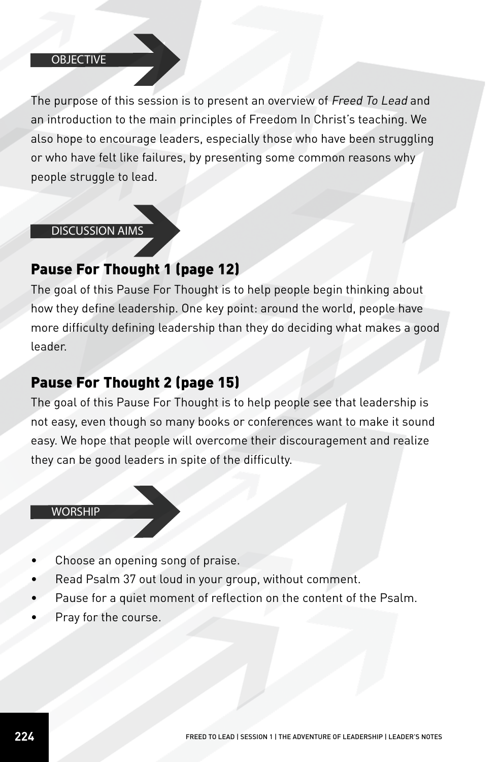## OBJECTIVE

The purpose of this session is to present an overview of *Freed To Lead* and an introduction to the main principles of Freedom In Christ's teaching. We also hope to encourage leaders, especially those who have been struggling or who have felt like failures, by presenting some common reasons why people struggle to lead.

## DISCUSSION AIMS

### Pause For Thought 1 (page 12)

The goal of this Pause For Thought is to help people begin thinking about how they define leadership. One key point: around the world, people have more difficulty defining leadership than they do deciding what makes a good leader.

### Pause For Thought 2 (page 15)

The goal of this Pause For Thought is to help people see that leadership is not easy, even though so many books or conferences want to make it sound easy. We hope that people will overcome their discouragement and realize they can be good leaders in spite of the difficulty.

## WORSHIP

- Choose an opening song of praise.
- Read Psalm 37 out loud in your group, without comment.
- Pause for a quiet moment of reflection on the content of the Psalm.
- Pray for the course.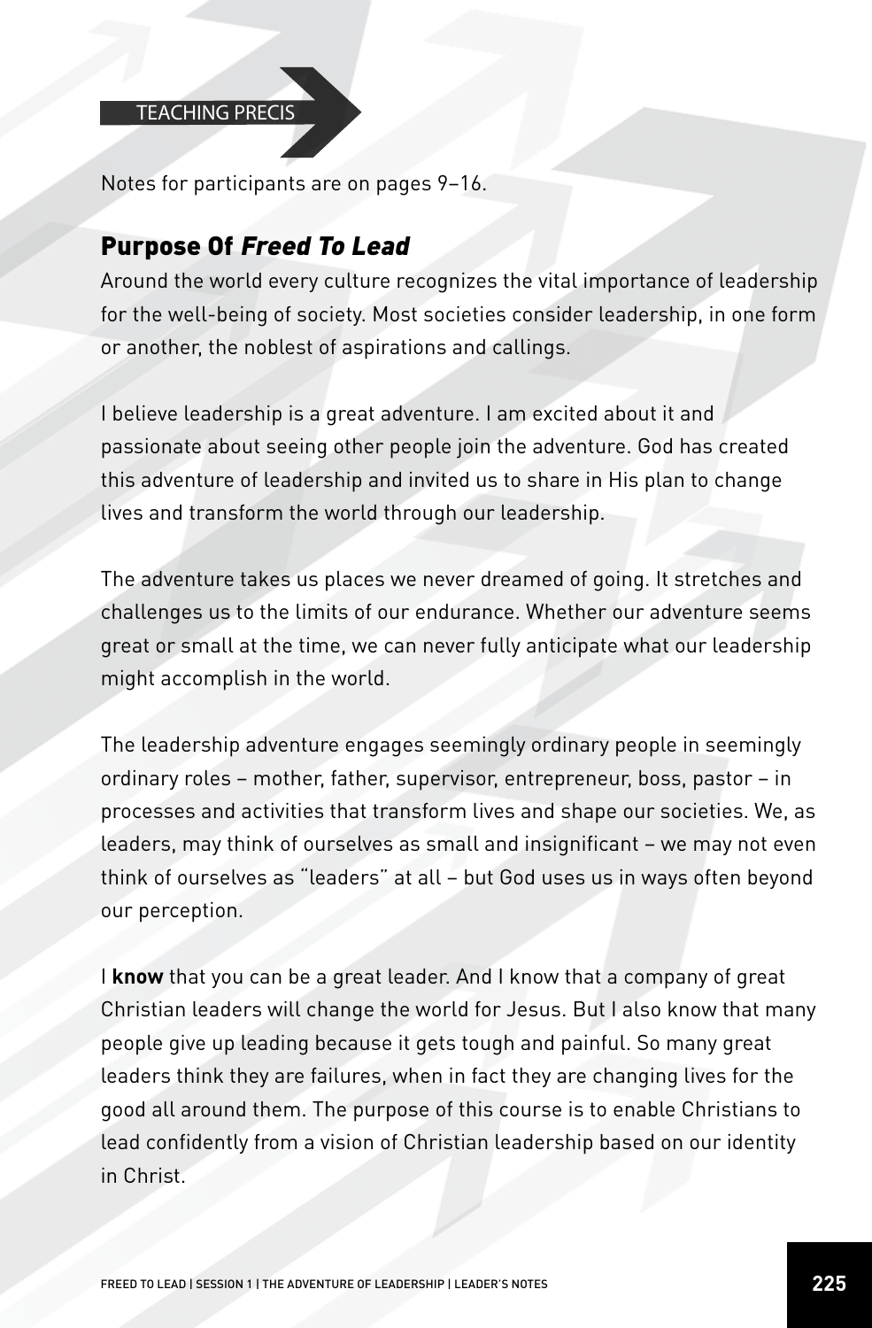TEACHING PRECIS

Notes for participants are on pages 9–16.

## Purpose Of *Freed To Lead*

Around the world every culture recognizes the vital importance of leadership for the well-being of society. Most societies consider leadership, in one form or another, the noblest of aspirations and callings.

I believe leadership is a great adventure. I am excited about it and passionate about seeing other people join the adventure. God has created this adventure of leadership and invited us to share in His plan to change lives and transform the world through our leadership.

The adventure takes us places we never dreamed of going. It stretches and challenges us to the limits of our endurance. Whether our adventure seems great or small at the time, we can never fully anticipate what our leadership might accomplish in the world.

The leadership adventure engages seemingly ordinary people in seemingly ordinary roles – mother, father, supervisor, entrepreneur, boss, pastor – in processes and activities that transform lives and shape our societies. We, as leaders, may think of ourselves as small and insignificant – we may not even think of ourselves as "leaders" at all – but God uses us in ways often beyond our perception.

I **know** that you can be a great leader. And I know that a company of great Christian leaders will change the world for Jesus. But I also know that many people give up leading because it gets tough and painful. So many great leaders think they are failures, when in fact they are changing lives for the good all around them. The purpose of this course is to enable Christians to lead confidently from a vision of Christian leadership based on our identity in Christ.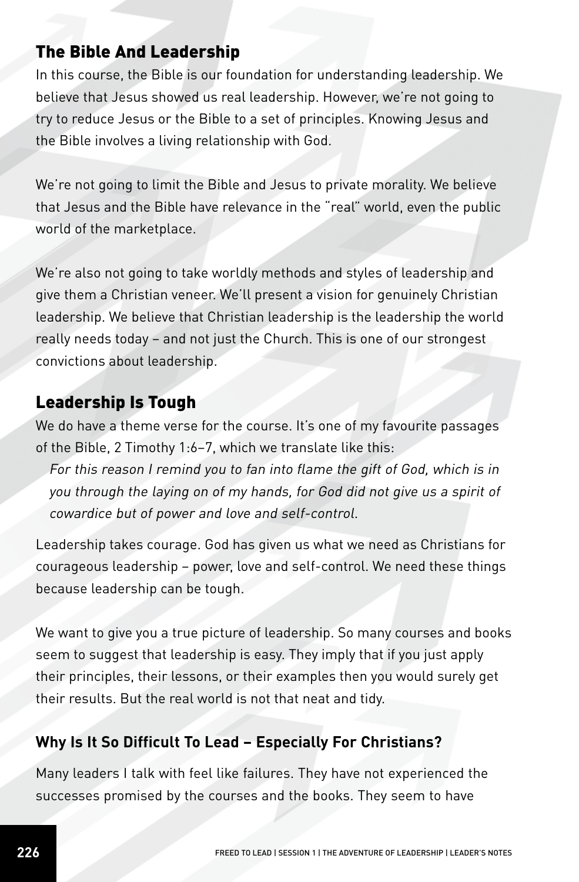## The Bible And Leadership

In this course, the Bible is our foundation for understanding leadership. We believe that Jesus showed us real leadership. However, we're not going to try to reduce Jesus or the Bible to a set of principles. Knowing Jesus and the Bible involves a living relationship with God.

We're not going to limit the Bible and Jesus to private morality. We believe that Jesus and the Bible have relevance in the "real" world, even the public world of the marketplace.

We're also not going to take worldly methods and styles of leadership and give them a Christian veneer. We'll present a vision for genuinely Christian leadership. We believe that Christian leadership is the leadership the world really needs today – and not just the Church. This is one of our strongest convictions about leadership.

## Leadership Is Tough

We do have a theme verse for the course. It's one of my favourite passages of the Bible, 2 Timothy 1:6–7, which we translate like this:

> *For this reason I remind you to fan into flame the gift of God, which is in you through the laying on of my hands, for God did not give us a spirit of cowardice but of power and love and self-control.*

Leadership takes courage. God has given us what we need as Christians for courageous leadership – power, love and self-control. We need these things because leadership can be tough.

We want to give you a true picture of leadership. So many courses and books seem to suggest that leadership is easy. They imply that if you just apply their principles, their lessons, or their examples then you would surely get their results. But the real world is not that neat and tidy.

### Why Is It So Difficult To Lead – Especially For Christians?

Many leaders I talk with feel like failures. They have not experienced the successes promised by the courses and the books. They seem to have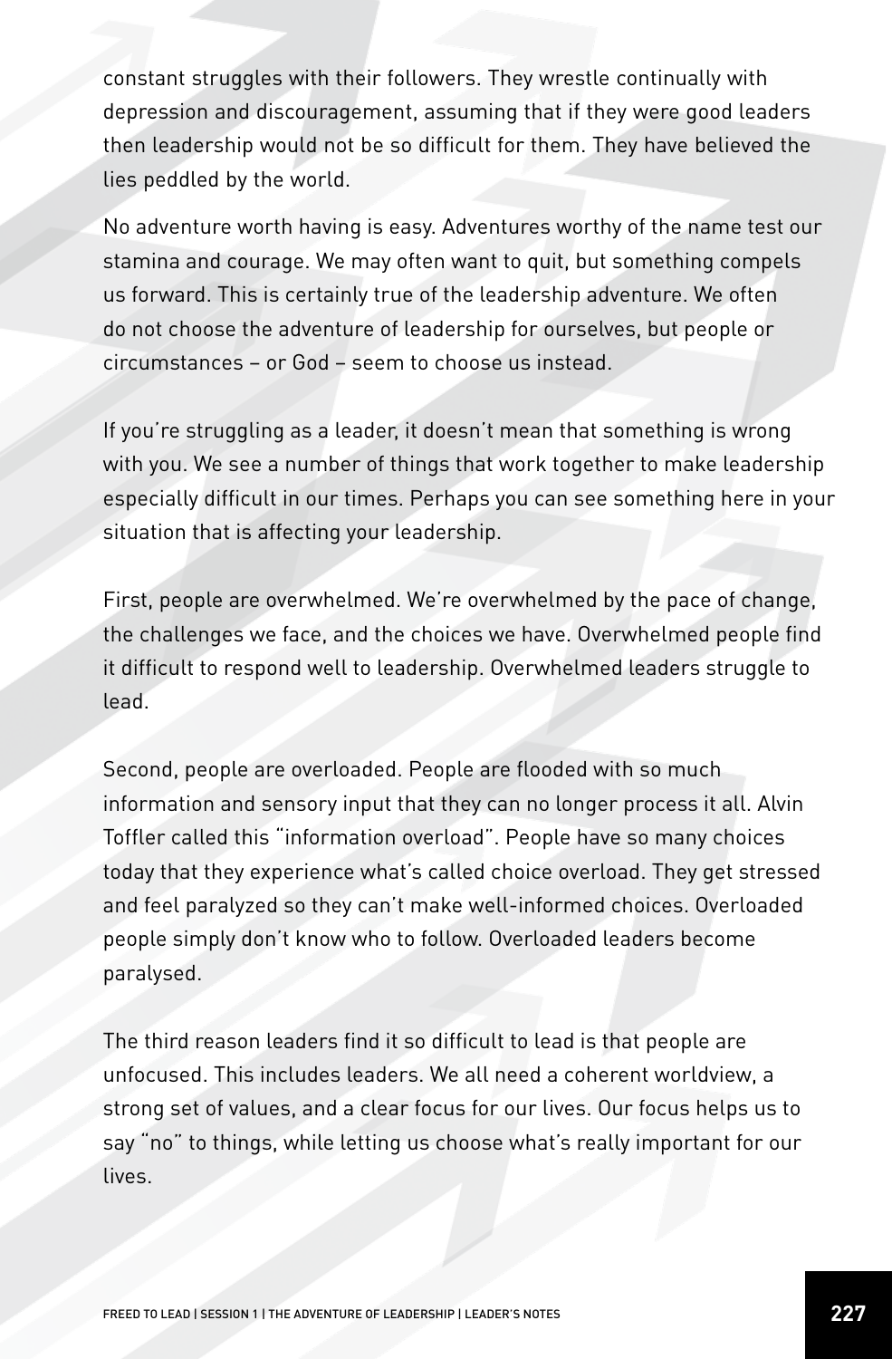constant struggles with their followers. They wrestle continually with depression and discouragement, assuming that if they were good leaders then leadership would not be so difficult for them. They have believed the lies peddled by the world.

No adventure worth having is easy. Adventures worthy of the name test our stamina and courage. We may often want to quit, but something compels us forward. This is certainly true of the leadership adventure. We often do not choose the adventure of leadership for ourselves, but people or circumstances – or God – seem to choose us instead.

If you're struggling as a leader, it doesn't mean that something is wrong with you. We see a number of things that work together to make leadership especially difficult in our times. Perhaps you can see something here in your situation that is affecting your leadership.

First, people are overwhelmed. We're overwhelmed by the pace of change, the challenges we face, and the choices we have. Overwhelmed people find it difficult to respond well to leadership. Overwhelmed leaders struggle to lead.

Second, people are overloaded. People are flooded with so much information and sensory input that they can no longer process it all. Alvin Toffler called this "information overload". People have so many choices today that they experience what's called choice overload. They get stressed and feel paralyzed so they can't make well-informed choices. Overloaded people simply don't know who to follow. Overloaded leaders become paralysed.

The third reason leaders find it so difficult to lead is that people are unfocused. This includes leaders. We all need a coherent worldview, a strong set of values, and a clear focus for our lives. Our focus helps us to say "no" to things, while letting us choose what's really important for our lives.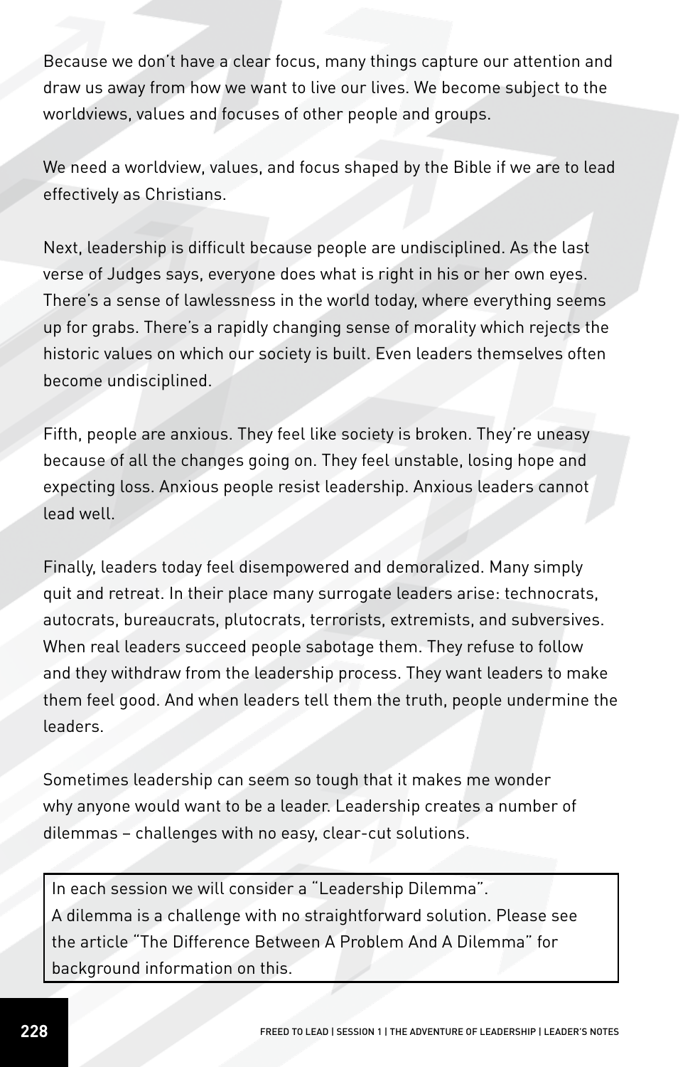Because we don't have a clear focus, many things capture our attention and draw us away from how we want to live our lives. We become subject to the worldviews, values and focuses of other people and groups.

We need a worldview, values, and focus shaped by the Bible if we are to lead effectively as Christians.

Next, leadership is difficult because people are undisciplined. As the last verse of Judges says, everyone does what is right in his or her own eyes. There's a sense of lawlessness in the world today, where everything seems up for grabs. There's a rapidly changing sense of morality which rejects the historic values on which our society is built. Even leaders themselves often become undisciplined.

Fifth, people are anxious. They feel like society is broken. They're uneasy because of all the changes going on. They feel unstable, losing hope and expecting loss. Anxious people resist leadership. Anxious leaders cannot lead well.

Finally, leaders today feel disempowered and demoralized. Many simply quit and retreat. In their place many surrogate leaders arise: technocrats, autocrats, bureaucrats, plutocrats, terrorists, extremists, and subversives. When real leaders succeed people sabotage them. They refuse to follow and they withdraw from the leadership process. They want leaders to make them feel good. And when leaders tell them the truth, people undermine the leaders.

Sometimes leadership can seem so tough that it makes me wonder why anyone would want to be a leader. Leadership creates a number of dilemmas – challenges with no easy, clear-cut solutions.

> In each session we will consider a "Leadership Dilemma".
> A dilemma is a challenge with no straightforward solution. Please see the article "The Difference Between A Problem And A Dilemma" for background information on this.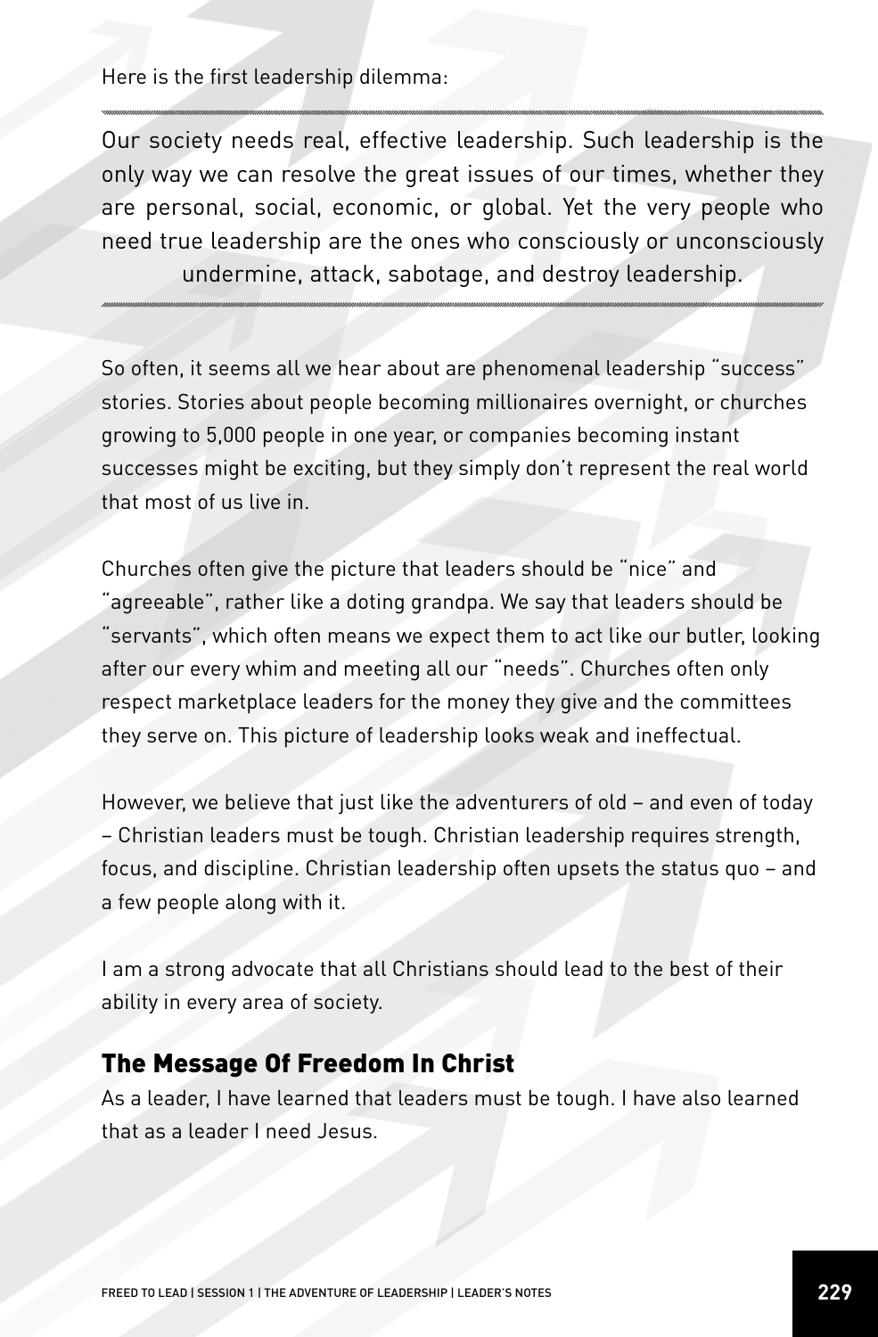Here is the first leadership dilemma:

---

Our society needs real, effective leadership. Such leadership is the only way we can resolve the great issues of our times, whether they are personal, social, economic, or global. Yet the very people who need true leadership are the ones who consciously or unconsciously undermine, attack, sabotage, and destroy leadership.

---

So often, it seems all we hear about are phenomenal leadership "success" stories. Stories about people becoming millionaires overnight, or churches growing to 5,000 people in one year, or companies becoming instant successes might be exciting, but they simply don't represent the real world that most of us live in.

Churches often give the picture that leaders should be "nice" and "agreeable", rather like a doting grandpa. We say that leaders should be "servants", which often means we expect them to act like our butler, looking after our every whim and meeting all our "needs". Churches often only respect marketplace leaders for the money they give and the committees they serve on. This picture of leadership looks weak and ineffectual.

However, we believe that just like the adventurers of old – and even of today – Christian leaders must be tough. Christian leadership requires strength, focus, and discipline. Christian leadership often upsets the status quo – and a few people along with it.

I am a strong advocate that all Christians should lead to the best of their ability in every area of society.

## The Message Of Freedom In Christ

As a leader, I have learned that leaders must be tough. I have also learned that as a leader I need Jesus.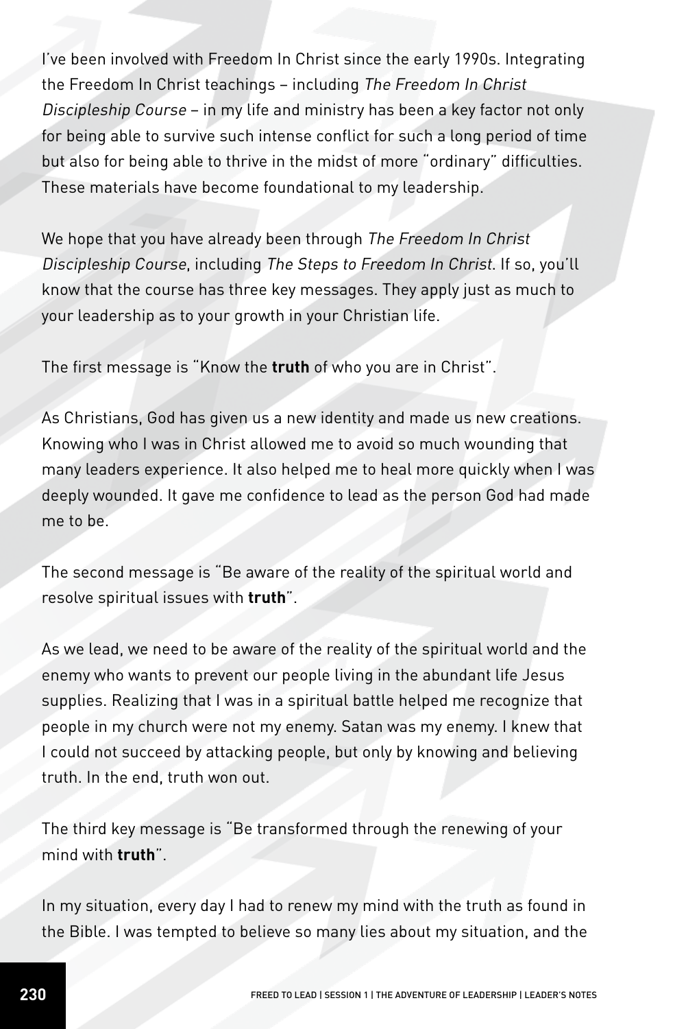I've been involved with Freedom In Christ since the early 1990s. Integrating the Freedom In Christ teachings – including *The Freedom In Christ Discipleship Course* – in my life and ministry has been a key factor not only for being able to survive such intense conflict for such a long period of time but also for being able to thrive in the midst of more "ordinary" difficulties. These materials have become foundational to my leadership.

We hope that you have already been through *The Freedom In Christ Discipleship Course*, including *The Steps to Freedom In Christ*. If so, you'll know that the course has three key messages. They apply just as much to your leadership as to your growth in your Christian life.

The first message is "Know the **truth** of who you are in Christ".

As Christians, God has given us a new identity and made us new creations. Knowing who I was in Christ allowed me to avoid so much wounding that many leaders experience. It also helped me to heal more quickly when I was deeply wounded. It gave me confidence to lead as the person God had made me to be.

The second message is "Be aware of the reality of the spiritual world and resolve spiritual issues with **truth**".

As we lead, we need to be aware of the reality of the spiritual world and the enemy who wants to prevent our people living in the abundant life Jesus supplies. Realizing that I was in a spiritual battle helped me recognize that people in my church were not my enemy. Satan was my enemy. I knew that I could not succeed by attacking people, but only by knowing and believing truth. In the end, truth won out.

The third key message is "Be transformed through the renewing of your mind with **truth**".

In my situation, every day I had to renew my mind with the truth as found in the Bible. I was tempted to believe so many lies about my situation, and the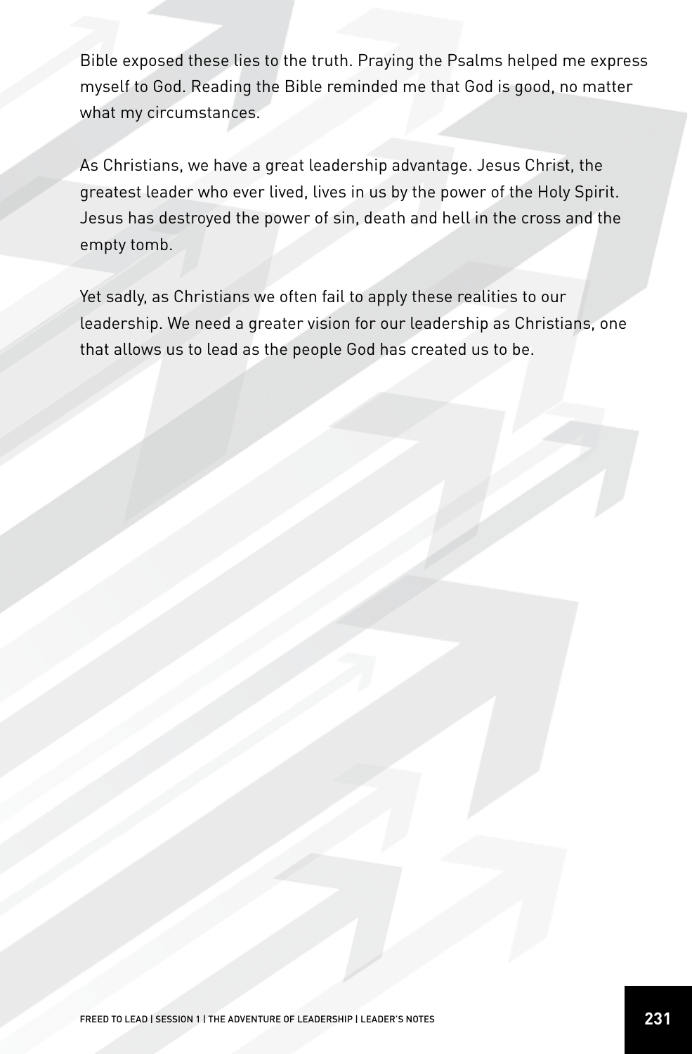Bible exposed these lies to the truth. Praying the Psalms helped me express myself to God. Reading the Bible reminded me that God is good, no matter what my circumstances.

As Christians, we have a great leadership advantage. Jesus Christ, the greatest leader who ever lived, lives in us by the power of the Holy Spirit. Jesus has destroyed the power of sin, death and hell in the cross and the empty tomb.

Yet sadly, as Christians we often fail to apply these realities to our leadership. We need a greater vision for our leadership as Christians, one that allows us to lead as the people God has created us to be.